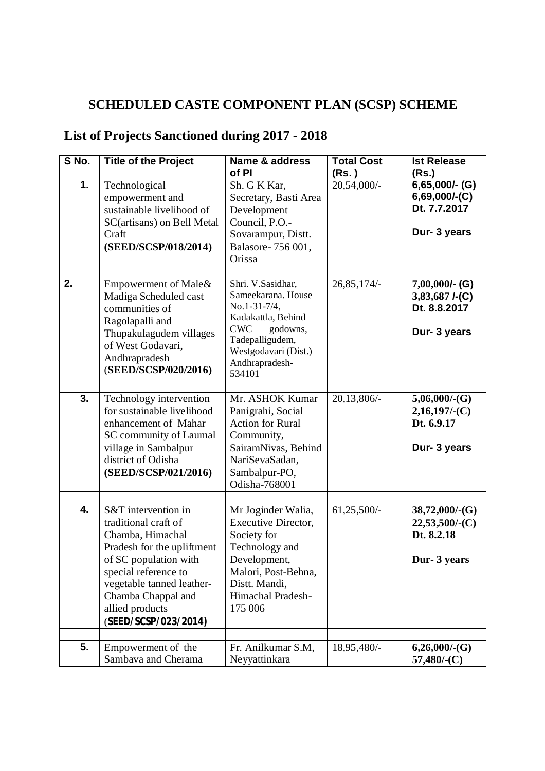# SCHEDULED CASTE COMPONENT PLAN (SCSP) SCHEME

## List of Projects Sanctioned during 2017 - 2018

| S No. | Title of the Project | Name & address of PI | Total Cost (Rs. ) | Ist Release (Rs.) |
|---|---|---|---|---|
| 1. | Technological empowerment and sustainable livelihood of SC(artisans) on Bell Metal Craft **(SEED/SCSP/018/2014)** | Sh. G K Kar, Secretary, Basti Area Development Council, P.O.- Sovarampur, Distt. Balasore- 756 001, Orissa | 20,54,000/- | **6,65,000/- (G) 6,69,000/-(C) Dt. 7.7.2017 Dur- 3 years** |
| | | | | |
| 2. | Empowerment of Male& Madiga Scheduled cast communities of Ragolapalli and Thupakulagudem villages of West Godavari, Andhrapradesh (**SEED/SCSP/020/2016)** | Shri. V.Sasidhar, Sameekarana. House No.1-31-7/4, Kadakattla, Behind CWC godowns, Tadepalligudem, Westgodavari (Dist.) Andhrapradesh- 534101 | 26,85,174/- | **7,00,000/- (G) 3,83,687 /-(C) Dt. 8.8.2017 Dur- 3 years** |
| | | | | |
| 3. | Technology intervention for sustainable livelihood enhancement of Mahar SC community of Laumal village in Sambalpur district of Odisha **(SEED/SCSP/021/2016)** | Mr. ASHOK Kumar Panigrahi, Social Action for Rural Community, SairamNivas, Behind NariSevaSadan, Sambalpur-PO, Odisha-768001 | 20,13,806/- | **5,06,000/-(G) 2,16,197/-(C) Dt. 6.9.17 Dur- 3 years** |
| | | | | |
| 4. | S&T intervention in traditional craft of Chamba, Himachal Pradesh for the upliftment of SC population with special reference to vegetable tanned leather-Chamba Chappal and allied products (**SEED/SCSP/023/2014)** | Mr Joginder Walia, Executive Director, Society for Technology and Development, Malori, Post-Behna, Distt. Mandi, Himachal Pradesh- 175 006 | 61,25,500/- | **38,72,000/-(G) 22,53,500/-(C) Dt. 8.2.18 Dur- 3 years** |
| | | | | |
| 5. | Empowerment of the Sambava and Cherama | Fr. Anilkumar S.M, Neyyattinkara | 18,95,480/- | **6,26,000/-(G) 57,480/-(C)** |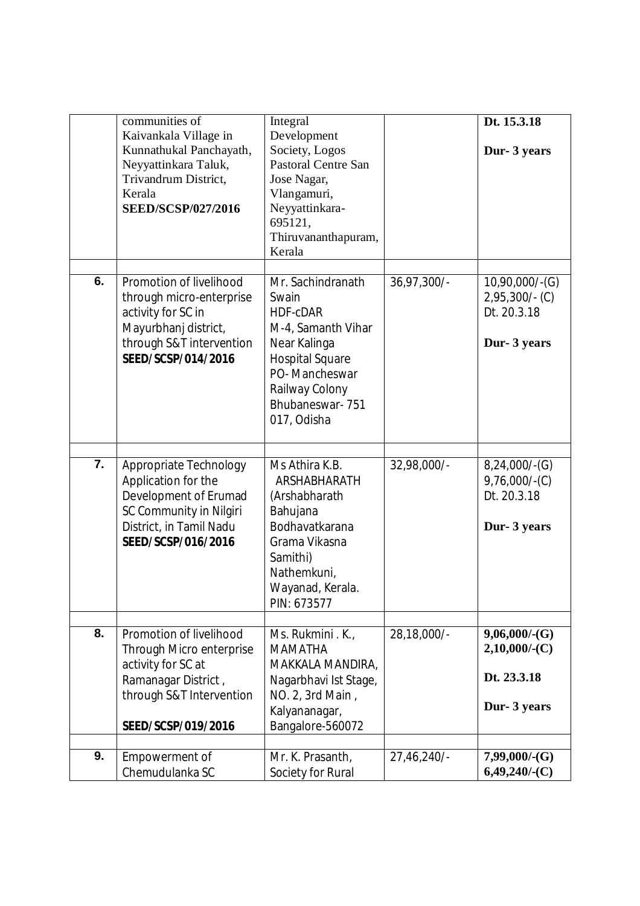| | | | | |
|---|---|---|---|---|
| | communities of Kaivankala Village in Kunnathukal Panchayath, Neyyattinkara Taluk, Trivandrum District, Kerala **SEED/SCSP/027/2016** | Integral Development Society, Logos Pastoral Centre San Jose Nagar, Vlangamuri, Neyyattinkara-695121, Thiruvananthapuram, Kerala | | **Dt. 15.3.18** **Dur- 3 years** |
| **6.** | Promotion of livelihood through micro-enterprise activity for SC in Mayurbhanj district, through S&T intervention **SEED/SCSP/014/2016** | Mr. Sachindranath Swain HDF-cDAR M-4, Samanth Vihar Near Kalinga Hospital Square PO- Mancheswar Railway Colony Bhubaneswar- 751 017, Odisha | 36,97,300/- | 10,90,000/-(G) 2,95,300/- (C) Dt. 20.3.18 **Dur- 3 years** |
| **7.** | Appropriate Technology Application for the Development of Erumad SC Community in Nilgiri District, in Tamil Nadu **SEED/SCSP/016/2016** | Ms Athira K.B. ARSHABHARATH (Arshabharath Bahujana Bodhavatkarana Grama Vikasna Samithi) Nathemkuni, Wayanad, Kerala. PIN: 673577 | 32,98,000/- | 8,24,000/-(G) 9,76,000/-(C) Dt. 20.3.18 **Dur- 3 years** |
| **8.** | Promotion of livelihood Through Micro enterprise activity for SC at Ramanagar District , through S&T Intervention **SEED/SCSP/019/2016** | Ms. Rukmini . K., MAMATHA MAKKALA MANDIRA, Nagarbhavi Ist Stage, NO. 2, 3rd Main , Kalyananagar, Bangalore-560072 | 28,18,000/- | **9,06,000/-(G) 2,10,000/-(C)** **Dt. 23.3.18** **Dur- 3 years** |
| **9.** | Empowerment of Chemudulanka SC | Mr. K. Prasanth, Society for Rural | 27,46,240/- | **7,99,000/-(G) 6,49,240/-(C)** |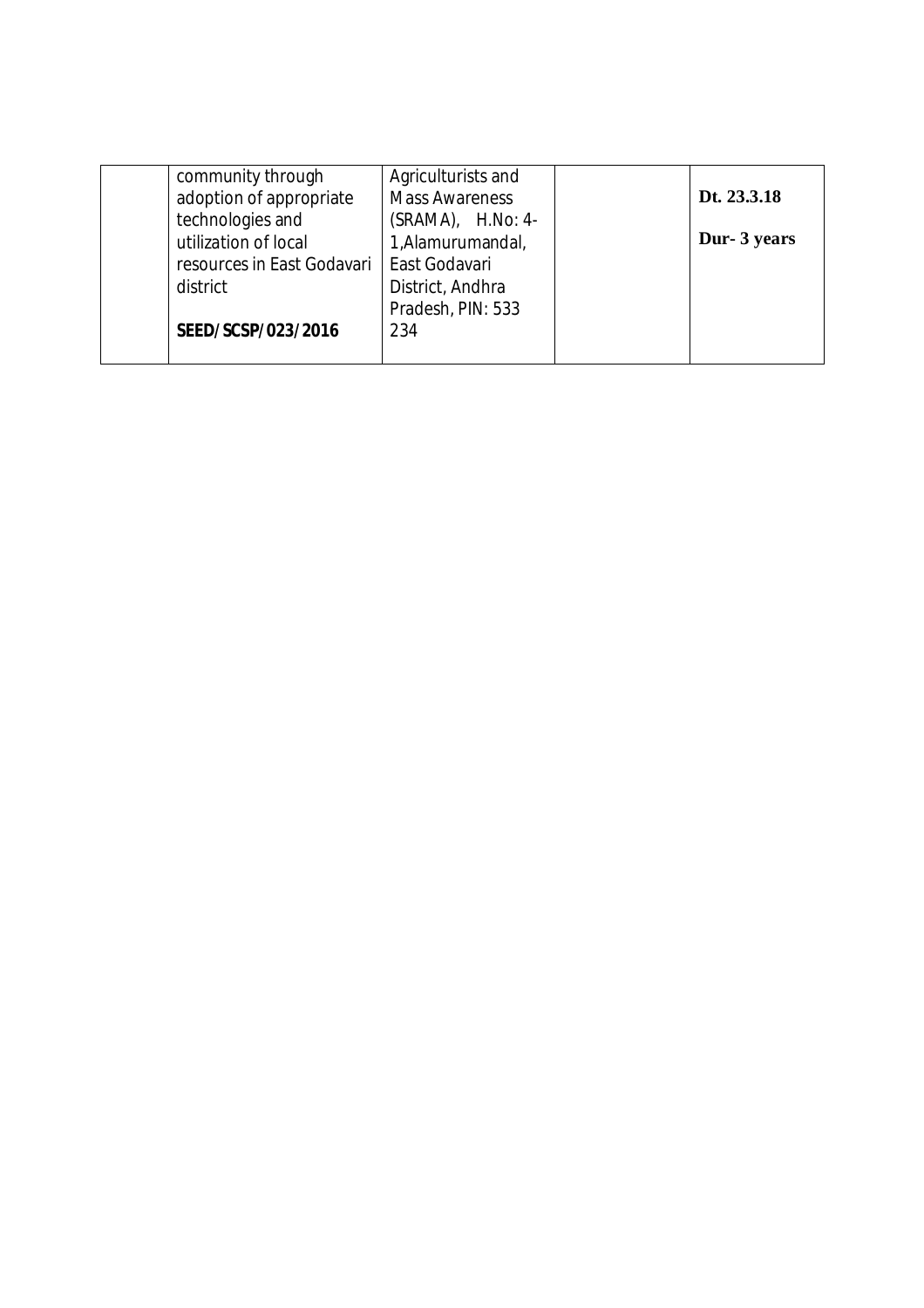| | | | | |
|---|---|---|---|---|
| | community through adoption of appropriate technologies and utilization of local resources in East Godavari district<br><br>**SEED/SCSP/023/2016** | Agriculturists and Mass Awareness (SRAMA), H.No: 4-1,Alamurumandal, East Godavari District, Andhra Pradesh, PIN: 533 234 | | **Dt. 23.3.18**<br><br>**Dur- 3 years** |